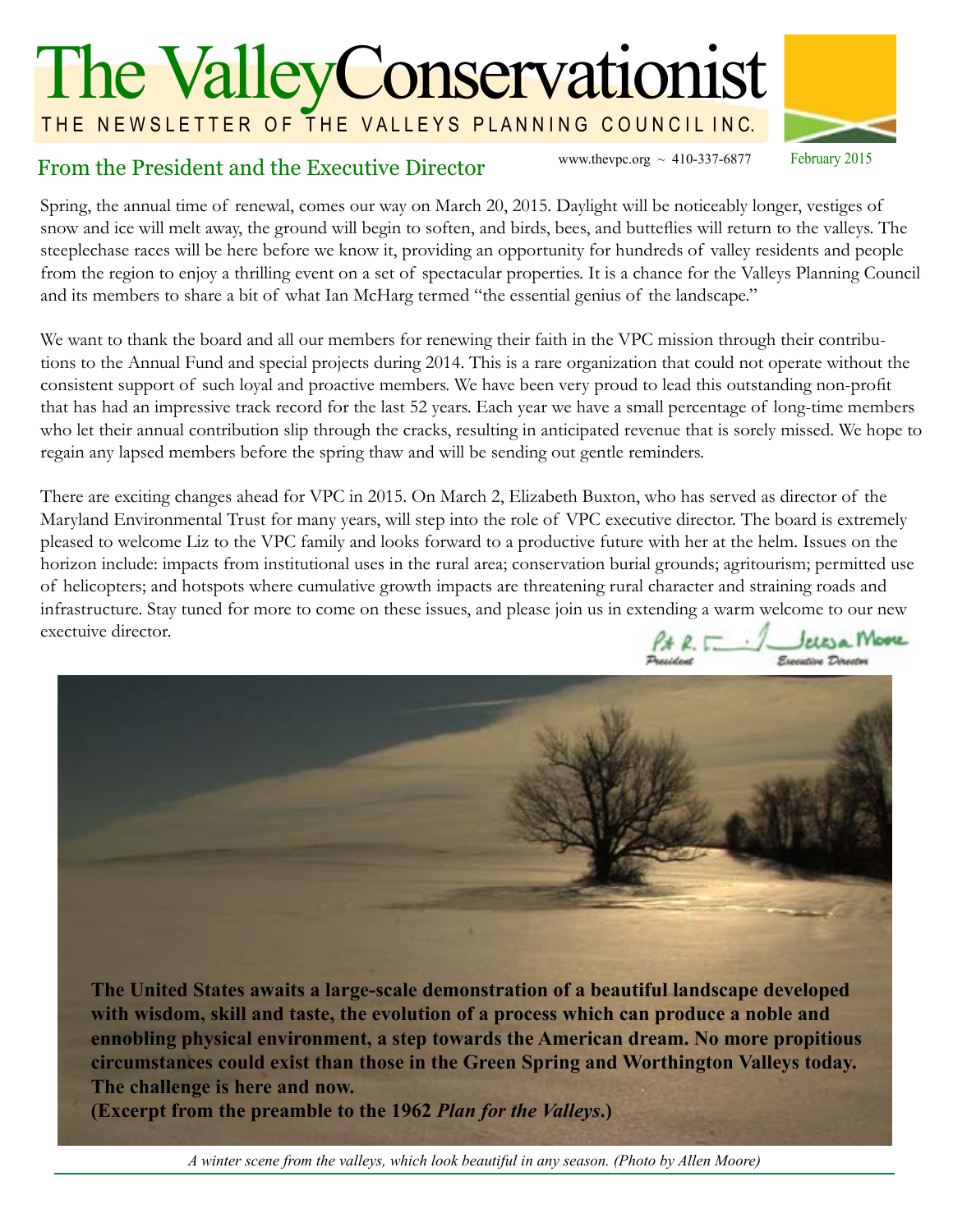# The Valley Conservationist

THE NEWSLETTER OF THE VALLEYS PLANNING COUNCIL INC.

www.thevpc.org ~ 410-337-6877

February 2015

## From the President and the Executive Director

Spring, the annual time of renewal, comes our way on March 20, 2015. Daylight will be noticeably longer, vestiges of snow and ice will melt away, the ground will begin to soften, and birds, bees, and butteflies will return to the valleys. The steeplechase races will be here before we know it, providing an opportunity for hundreds of valley residents and people from the region to enjoy a thrilling event on a set of spectacular properties. It is a chance for the Valleys Planning Council and its members to share a bit of what Ian McHarg termed "the essential genius of the landscape."

We want to thank the board and all our members for renewing their faith in the VPC mission through their contributions to the Annual Fund and special projects during 2014. This is a rare organization that could not operate without the consistent support of such loyal and proactive members. We have been very proud to lead this outstanding non-profit that has had an impressive track record for the last 52 years. Each year we have a small percentage of long-time members who let their annual contribution slip through the cracks, resulting in anticipated revenue that is sorely missed. We hope to regain any lapsed members before the spring thaw and will be sending out gentle reminders.

There are exciting changes ahead for VPC in 2015. On March 2, Elizabeth Buxton, who has served as director of the Maryland Environmental Trust for many years, will step into the role of VPC executive director. The board is extremely pleased to welcome Liz to the VPC family and looks forward to a productive future with her at the helm. Issues on the horizon include: impacts from institutional uses in the rural area; conservation burial grounds; agritourism; permitted use of helicopters; and hotspots where cumulative growth impacts are threatening rural character and straining roads and infrastructure. Stay tuned for more to come on these issues, and please join us in extending a warm welcome to our new exectuive director.

Pat R. — President    Teresa Moore — Executive Director

**The United States awaits a large-scale demonstration of a beautiful landscape developed with wisdom, skill and taste, the evolution of a process which can produce a noble and ennobling physical environment, a step towards the American dream. No more propitious circumstances could exist than those in the Green Spring and Worthington Valleys today. The challenge is here and now.**
**(Excerpt from the preamble to the 1962 *Plan for the Valleys*.)**

*A winter scene from the valleys, which look beautiful in any season. (Photo by Allen Moore)*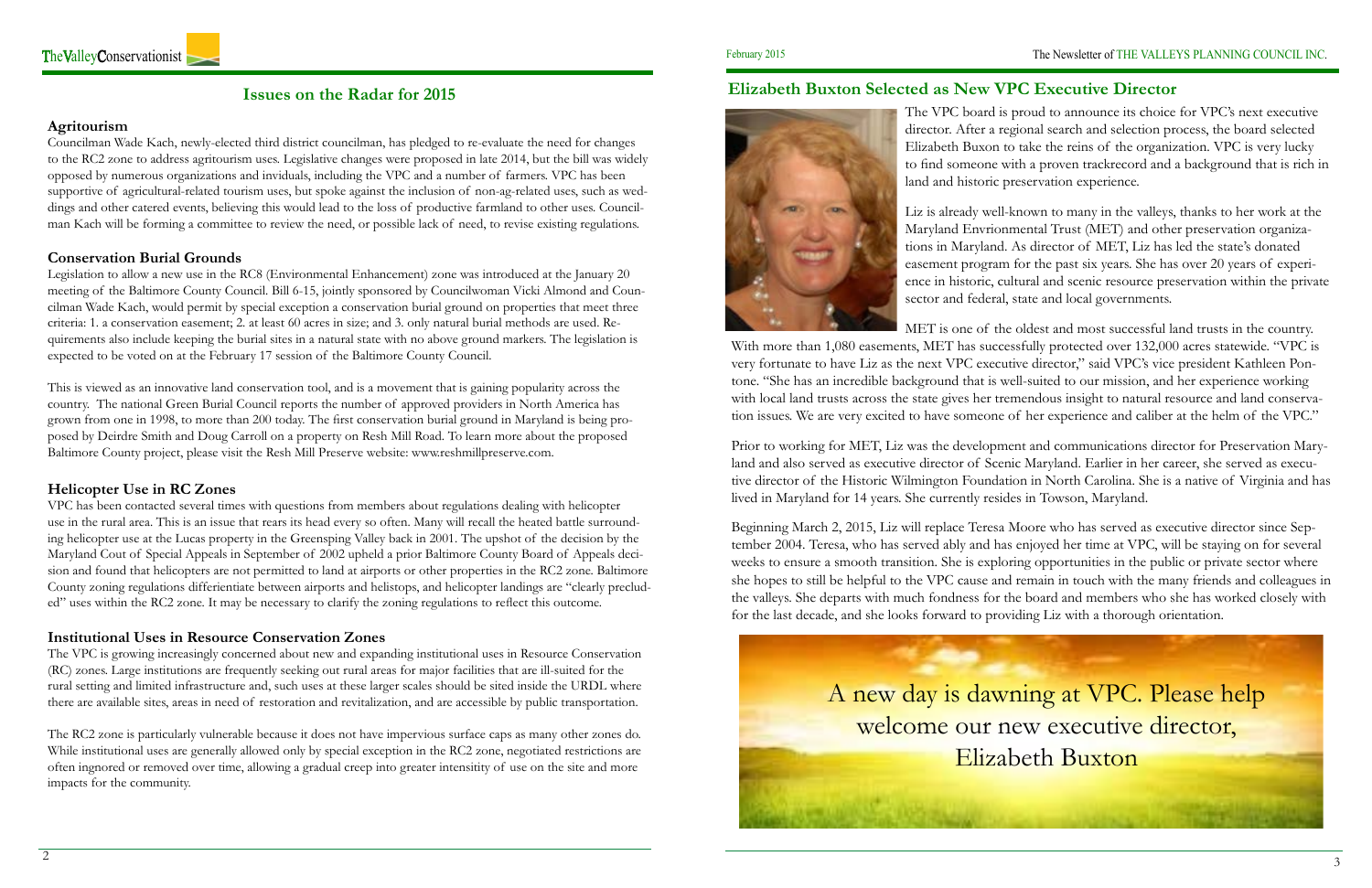## Issues on the Radar for 2015

### Agritourism

Councilman Wade Kach, newly-elected third district councilman, has pledged to re-evaluate the need for changes to the RC2 zone to address agritourism uses. Legislative changes were proposed in late 2014, but the bill was widely opposed by numerous organizations and inviduals, including the VPC and a number of farmers. VPC has been supportive of agricultural-related tourism uses, but spoke against the inclusion of non-ag-related uses, such as weddings and other catered events, believing this would lead to the loss of productive farmland to other uses. Councilman Kach will be forming a committee to review the need, or possible lack of need, to revise existing regulations.

### Conservation Burial Grounds

Legislation to allow a new use in the RC8 (Environmental Enhancement) zone was introduced at the January 20 meeting of the Baltimore County Council. Bill 6-15, jointly sponsored by Councilwoman Vicki Almond and Councilman Wade Kach, would permit by special exception a conservation burial ground on properties that meet three criteria: 1. a conservation easement; 2. at least 60 acres in size; and 3. only natural burial methods are used. Requirements also include keeping the burial sites in a natural state with no above ground markers. The legislation is expected to be voted on at the February 17 session of the Baltimore County Council.

This is viewed as an innovative land conservation tool, and is a movement that is gaining popularity across the country. The national Green Burial Council reports the number of approved providers in North America has grown from one in 1998, to more than 200 today. The first conservation burial ground in Maryland is being proposed by Deirdre Smith and Doug Carroll on a property on Resh Mill Road. To learn more about the proposed Baltimore County project, please visit the Resh Mill Preserve website: www.reshmillpreserve.com.

### Helicopter Use in RC Zones

VPC has been contacted several times with questions from members about regulations dealing with helicopter use in the rural area. This is an issue that rears its head every so often. Many will recall the heated battle surrounding helicopter use at the Lucas property in the Greensping Valley back in 2001. The upshot of the decision by the Maryland Cout of Special Appeals in September of 2002 upheld a prior Baltimore County Board of Appeals decision and found that helicopters are not permitted to land at airports or other properties in the RC2 zone. Baltimore County zoning regulations differientiate between airports and helistops, and helicopter landings are "clearly precluded" uses within the RC2 zone. It may be necessary to clarify the zoning regulations to reflect this outcome.

### Institutional Uses in Resource Conservation Zones

The VPC is growing increasingly concerned about new and expanding institutional uses in Resource Conservation (RC) zones. Large institutions are frequently seeking out rural areas for major facilities that are ill-suited for the rural setting and limited infrastructure and, such uses at these larger scales should be sited inside the URDL where there are available sites, areas in need of restoration and revitalization, and are accessible by public transportation.

The RC2 zone is particularly vulnerable because it does not have impervious surface caps as many other zones do. While institutional uses are generally allowed only by special exception in the RC2 zone, negotiated restrictions are often ingnored or removed over time, allowing a gradual creep into greater intensitity of use on the site and more impacts for the community.

## Elizabeth Buxton Selected as New VPC Executive Director

The VPC board is proud to announce its choice for VPC's next executive director. After a regional search and selection process, the board selected Elizabeth Buxon to take the reins of the organization. VPC is very lucky to find someone with a proven trackrecord and a background that is rich in land and historic preservation experience.

Liz is already well-known to many in the valleys, thanks to her work at the Maryland Envrionmental Trust (MET) and other preservation organizations in Maryland. As director of MET, Liz has led the state's donated easement program for the past six years. She has over 20 years of experience in historic, cultural and scenic resource preservation within the private sector and federal, state and local governments.

MET is one of the oldest and most successful land trusts in the country. With more than 1,080 easements, MET has successfully protected over 132,000 acres statewide. "VPC is very fortunate to have Liz as the next VPC executive director," said VPC's vice president Kathleen Pontone. "She has an incredible background that is well-suited to our mission, and her experience working with local land trusts across the state gives her tremendous insight to natural resource and land conservation issues. We are very excited to have someone of her experience and caliber at the helm of the VPC."

Prior to working for MET, Liz was the development and communications director for Preservation Maryland and also served as executive director of Scenic Maryland. Earlier in her career, she served as executive director of the Historic Wilmington Foundation in North Carolina. She is a native of Virginia and has lived in Maryland for 14 years. She currently resides in Towson, Maryland.

Beginning March 2, 2015, Liz will replace Teresa Moore who has served as executive director since September 2004. Teresa, who has served ably and has enjoyed her time at VPC, will be staying on for several weeks to ensure a smooth transition. She is exploring opportunities in the public or private sector where she hopes to still be helpful to the VPC cause and remain in touch with the many friends and colleagues in the valleys. She departs with much fondness for the board and members who she has worked closely with for the last decade, and she looks forward to providing Liz with a thorough orientation.

A new day is dawning at VPC. Please help welcome our new executive director, Elizabeth Buxton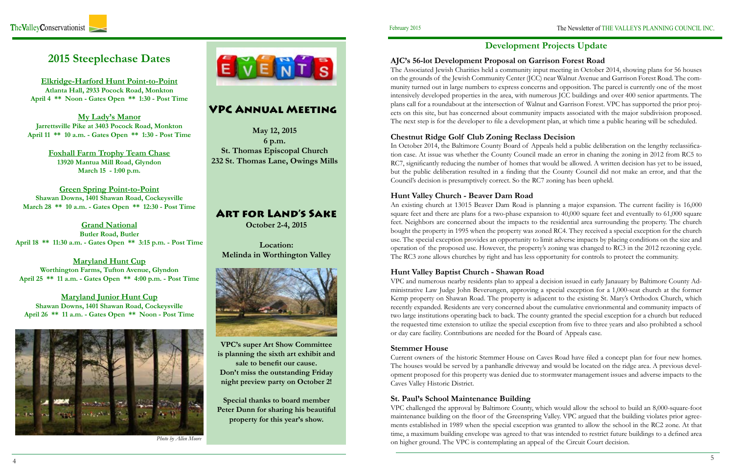# 2015 Steeplechase Dates

**Elkridge-Harford Hunt Point-to-Point**
**Atlanta Hall, 2933 Pocock Road, Monkton**
**April 4 ** Noon - Gates Open ** 1:30 - Post Time**

**My Lady's Manor**
**Jarrettsville Pike at 3403 Pocock Road, Monkton**
**April 11 ** 10 a.m. - Gates Open ** 1:30 - Post Time**

**Foxhall Farm Trophy Team Chase**
**13920 Mantua Mill Road, Glyndon**
**March 15 - 1:00 p.m.**

**Green Spring Point-to-Point**
**Shawan Downs, 1401 Shawan Road, Cockeysville**
**March 28 ** 10 a.m. - Gates Open ** 12:30 - Post Time**

**Grand National**
**Butler Road, Butler**
**April 18 ** 11:30 a.m. - Gates Open ** 3:15 p.m. - Post Time**

**Maryland Hunt Cup**
**Worthington Farms, Tufton Avenue, Glyndon**
**April 25 ** 11 a.m. - Gates Open ** 4:00 p.m. - Post Time**

**Maryland Junior Hunt Cup**
**Shawan Downs, 1401 Shawan Road, Cockeysville**
**April 26 ** 11 a.m. - Gates Open ** Noon - Post Time**

*Photo by Allen Moore*

## VPC Annual Meeting

**May 12, 2015**
**6 p.m.**
**St. Thomas Episcopal Church**
**232 St. Thomas Lane, Owings Mills**

## Art for Land's Sake

**October 2-4, 2015**

**Location:**
**Melinda in Worthington Valley**

**VPC's super Art Show Committee is planning the sixth art exhibit and sale to benefit our cause. Don't miss the outstanding Friday night preview party on October 2!**

**Special thanks to board member Peter Dunn for sharing his beautiful property for this year's show.**

## Development Projects Update

### AJC's 56-lot Development Proposal on Garrison Forest Road

The Associated Jewish Charities held a community input meeting in October 2014, showing plans for 56 houses on the grounds of the Jewish Community Center (JCC) near Walnut Avenue and Garrison Forest Road. The community turned out in large numbers to express concerns and opposition. The parcel is currently one of the most intensively developed properties in the area, with numerous JCC buildings and over 400 senior apartments. The plans call for a roundabout at the intersection of Walnut and Garrison Forest. VPC has supported the prior projects on this site, but has concerned about community impacts associated with the major subdivision proposed. The next step is for the developer to file a development plan, at which time a public hearing will be scheduled.

### Chestnut Ridge Golf Club Zoning Reclass Decision

In October 2014, the Baltimore County Board of Appeals held a public deliberation on the lengthy reclassification case. At issue was whether the County Council made an error in chaning the zoning in 2012 from RC5 to RC7, significantly reducing the number of homes that would be allowed. A written decision has yet to be issued, but the public deliberation resulted in a finding that the County Council did not make an error, and that the Council's decision is presumptively correct. So the RC7 zoning has been upheld.

### Hunt Valley Church - Beaver Dam Road

An existing church at 13015 Beaver Dam Road is planning a major expansion. The current facility is 16,000 square feet and there are plans for a two-phase expansion to 40,000 square feet and eventually to 61,000 square feet. Neighbors are concerned about the impacts to the residential area surrounding the property. The church bought the property in 1995 when the property was zoned RC4. They received a special exception for the church use. The special exception provides an opportunity to limit adverse impacts by placing conditions on the size and operation of the proposed use. However, the property's zoning was changed to RC3 in the 2012 rezoning cycle. The RC3 zone allows churches by right and has less opportunity for controls to protect the community.

### Hunt Valley Baptist Church - Shawan Road

VPC and numerous nearby residents plan to appeal a decision issued in early Janauary by Baltimore County Administrative Law Judge John Beverungen, approving a special exception for a 1,000-seat church at the former Kemp property on Shawan Road. The property is adjacent to the existing St. Mary's Orthodox Church, which recently expanded. Residents are very concerned about the cumulative envrionmental and community impacts of two large institutions operating back to back. The county granted the special exception for a church but reduced the requested time extension to utilize the special exception from five to three years and also prohibted a school or day care facility. Contributions are needed for the Board of Appeals case.

### Stemmer House

Current owners of the historic Stemmer House on Caves Road have filed a concept plan for four new homes. The houses would be served by a panhandle driveway and would be located on the ridge area. A previous development proposed for this property was denied due to stormwater management issues and adverse impacts to the Caves Valley Historic District.

### St. Paul's School Maintenance Building

VPC challenged the approval by Baltimore County, which would allow the school to build an 8,000-square-foot maintenance building on the floor of the Greenspring Valley. VPC argued that the building violates prior agreements established in 1989 when the special exception was granted to allow the school in the RC2 zone. At that time, a maximum building envelope was agreed to that was intended to restrict future buildings to a defined area on higher ground. The VPC is contemplating an appeal of the Circuit Court decision.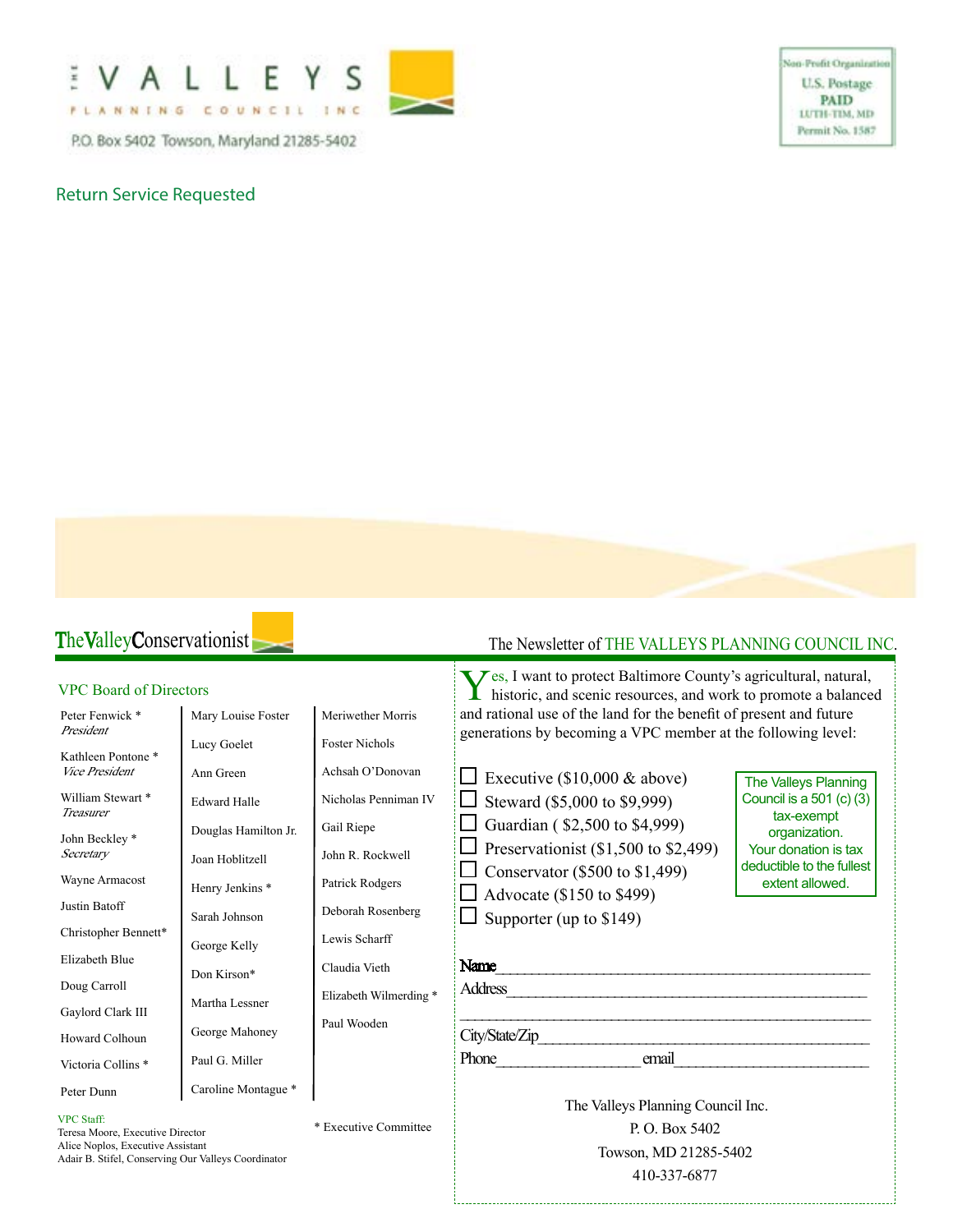THE VALLEYS PLANNING COUNCIL INC

P.O. Box 5402 Towson, Maryland 21285-5402

Non-Profit Organization
U.S. Postage
PAID
LUTH-TIM, MD
Permit No. 1587

Return Service Requested

# TheValleyConservationist

The Newsletter of THE VALLEYS PLANNING COUNCIL INC.

## VPC Board of Directors

Peter Fenwick *
*President*

Kathleen Pontone *
*Vice President*

William Stewart *
*Treasurer*

John Beckley *
*Secretary*

Wayne Armacost

Justin Batoff

Christopher Bennett*

Elizabeth Blue

Doug Carroll

Gaylord Clark III

Howard Colhoun

Victoria Collins *

Peter Dunn

Mary Louise Foster

Lucy Goelet

Ann Green

Edward Halle

Douglas Hamilton Jr.

Joan Hoblitzell

Henry Jenkins *

Sarah Johnson

George Kelly

Don Kirson*

Martha Lessner

George Mahoney

Paul G. Miller

Caroline Montague *

Meriwether Morris

Foster Nichols

Achsah O'Donovan

Nicholas Penniman IV

Gail Riepe

John R. Rockwell

Patrick Rodgers

Deborah Rosenberg

Lewis Scharff

Claudia Vieth

Elizabeth Wilmerding *

Paul Wooden

\* Executive Committee

VPC Staff:
Teresa Moore, Executive Director
Alice Noplos, Executive Assistant
Adair B. Stifel, Conserving Our Valleys Coordinator

Yes, I want to protect Baltimore County's agricultural, natural, historic, and scenic resources, and work to promote a balanced and rational use of the land for the benefit of present and future generations by becoming a VPC member at the following level:

- ☐ Executive ($10,000 & above)
- ☐ Steward ($5,000 to $9,999)
- ☐ Guardian ( $2,500 to $4,999)
- ☐ Preservationist ($1,500 to $2,499)
- ☐ Conservator ($500 to $1,499)
- ☐ Advocate ($150 to $499)
- ☐ Supporter (up to $149)

The Valleys Planning Council is a 501 (c) (3) tax-exempt organization. Your donation is tax deductible to the fullest extent allowed.

Name_______________________________________________

Address_____________________________________________

____________________________________________________

City/State/Zip_________________________________________

Phone_________________ email__________________________

The Valleys Planning Council Inc.
P. O. Box 5402
Towson, MD 21285-5402
410-337-6877